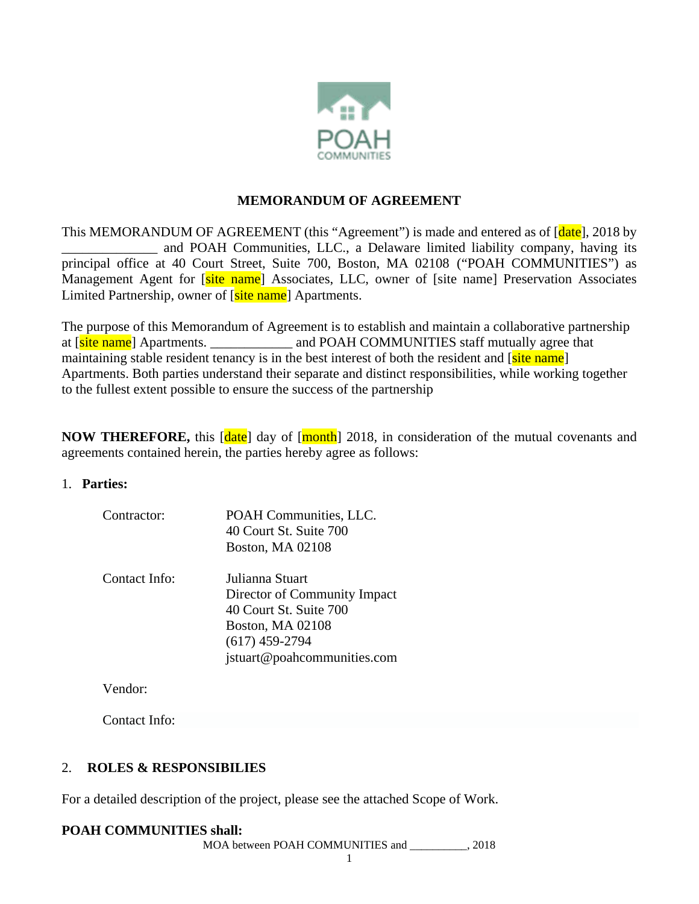# MEMORANDUM OF AGREEMENT

This MEMORANDUM OF AGREEMENT (this "Agreement") is made and entered as of [date], 2018 by ______________ and POAH Communities, LLC., a Delaware limited liability company, having its principal office at 40 Court Street, Suite 700, Boston, MA 02108 ("POAH COMMUNITIES") as Management Agent for [site name] Associates, LLC, owner of [site name] Preservation Associates Limited Partnership, owner of [site name] Apartments.

The purpose of this Memorandum of Agreement is to establish and maintain a collaborative partnership at [site name] Apartments. ____________ and POAH COMMUNITIES staff mutually agree that maintaining stable resident tenancy is in the best interest of both the resident and [site name] Apartments. Both parties understand their separate and distinct responsibilities, while working together to the fullest extent possible to ensure the success of the partnership

**NOW THEREFORE,** this [date] day of [month] 2018, in consideration of the mutual covenants and agreements contained herein, the parties hereby agree as follows:

1. **Parties:**

| | |
|---|---|
| Contractor: | POAH Communities, LLC.<br>40 Court St. Suite 700<br>Boston, MA 02108 |
| Contact Info: | Julianna Stuart<br>Director of Community Impact<br>40 Court St. Suite 700<br>Boston, MA 02108<br>(617) 459-2794<br>jstuart@poahcommunities.com |
| Vendor: | |
| Contact Info: | |

2. **ROLES & RESPONSIBILIES**

For a detailed description of the project, please see the attached Scope of Work.

**POAH COMMUNITIES shall:**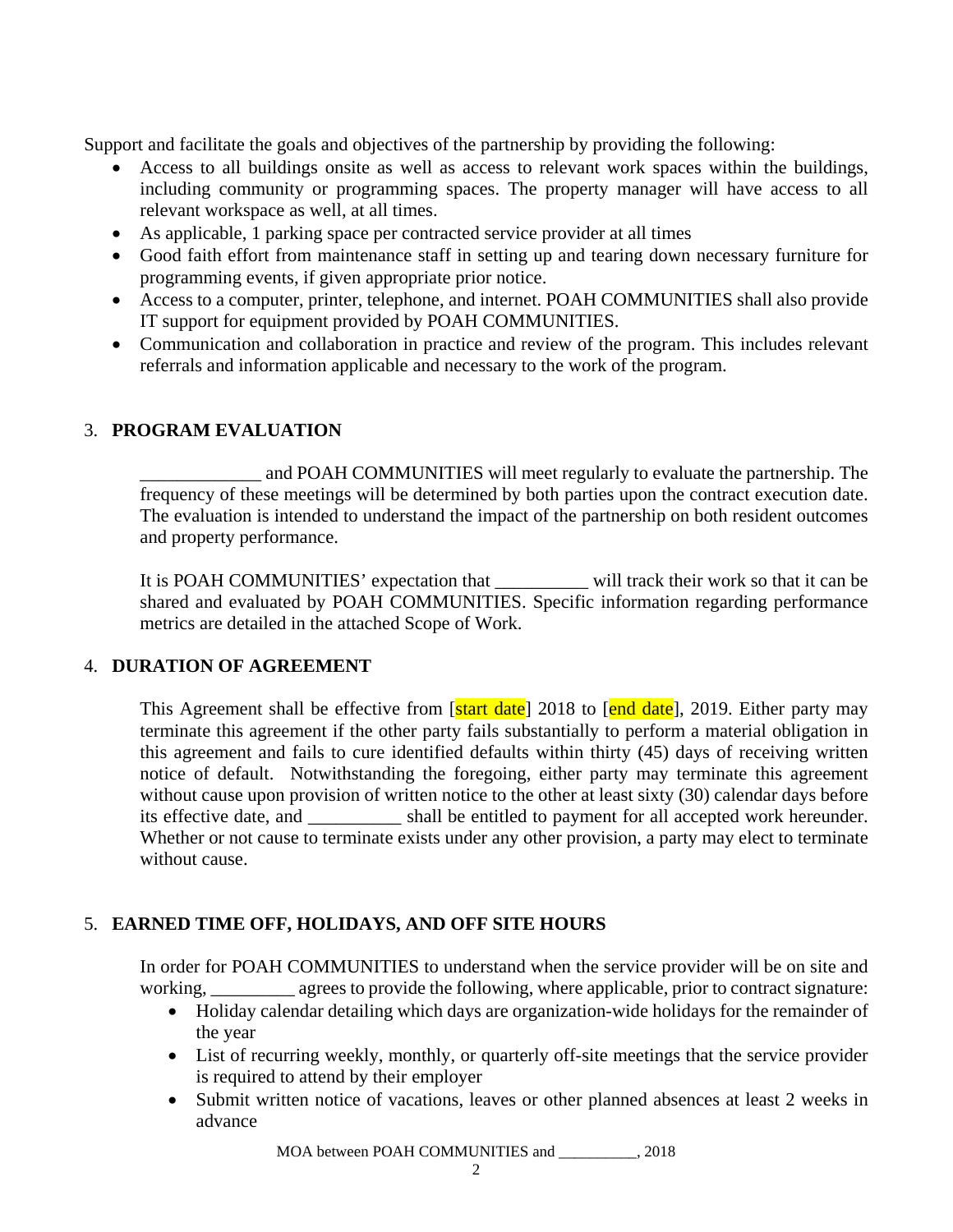Support and facilitate the goals and objectives of the partnership by providing the following:

- Access to all buildings onsite as well as access to relevant work spaces within the buildings, including community or programming spaces. The property manager will have access to all relevant workspace as well, at all times.
- As applicable, 1 parking space per contracted service provider at all times
- Good faith effort from maintenance staff in setting up and tearing down necessary furniture for programming events, if given appropriate prior notice.
- Access to a computer, printer, telephone, and internet. POAH COMMUNITIES shall also provide IT support for equipment provided by POAH COMMUNITIES.
- Communication and collaboration in practice and review of the program. This includes relevant referrals and information applicable and necessary to the work of the program.

3. **PROGRAM EVALUATION**

_____________ and POAH COMMUNITIES will meet regularly to evaluate the partnership. The frequency of these meetings will be determined by both parties upon the contract execution date. The evaluation is intended to understand the impact of the partnership on both resident outcomes and property performance.

It is POAH COMMUNITIES' expectation that __________ will track their work so that it can be shared and evaluated by POAH COMMUNITIES. Specific information regarding performance metrics are detailed in the attached Scope of Work.

4. **DURATION OF AGREEMENT**

This Agreement shall be effective from [start date] 2018 to [end date], 2019. Either party may terminate this agreement if the other party fails substantially to perform a material obligation in this agreement and fails to cure identified defaults within thirty (45) days of receiving written notice of default. Notwithstanding the foregoing, either party may terminate this agreement without cause upon provision of written notice to the other at least sixty (30) calendar days before its effective date, and __________ shall be entitled to payment for all accepted work hereunder. Whether or not cause to terminate exists under any other provision, a party may elect to terminate without cause.

5. **EARNED TIME OFF, HOLIDAYS, AND OFF SITE HOURS**

In order for POAH COMMUNITIES to understand when the service provider will be on site and working, _________ agrees to provide the following, where applicable, prior to contract signature:

- Holiday calendar detailing which days are organization-wide holidays for the remainder of the year
- List of recurring weekly, monthly, or quarterly off-site meetings that the service provider is required to attend by their employer
- Submit written notice of vacations, leaves or other planned absences at least 2 weeks in advance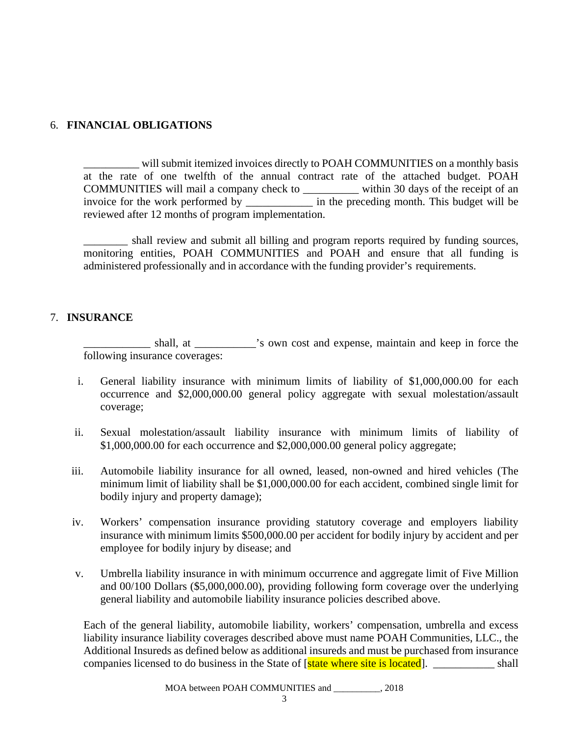## 6. **FINANCIAL OBLIGATIONS**

__________ will submit itemized invoices directly to POAH COMMUNITIES on a monthly basis at the rate of one twelfth of the annual contract rate of the attached budget. POAH COMMUNITIES will mail a company check to __________ within 30 days of the receipt of an invoice for the work performed by ____________ in the preceding month. This budget will be reviewed after 12 months of program implementation.

________ shall review and submit all billing and program reports required by funding sources, monitoring entities, POAH COMMUNITIES and POAH and ensure that all funding is administered professionally and in accordance with the funding provider's requirements.

## 7. **INSURANCE**

____________ shall, at ___________'s own cost and expense, maintain and keep in force the following insurance coverages:

i. General liability insurance with minimum limits of liability of $1,000,000.00 for each occurrence and $2,000,000.00 general policy aggregate with sexual molestation/assault coverage;

ii. Sexual molestation/assault liability insurance with minimum limits of liability of $1,000,000.00 for each occurrence and $2,000,000.00 general policy aggregate;

iii. Automobile liability insurance for all owned, leased, non-owned and hired vehicles (The minimum limit of liability shall be $1,000,000.00 for each accident, combined single limit for bodily injury and property damage);

iv. Workers' compensation insurance providing statutory coverage and employers liability insurance with minimum limits $500,000.00 per accident for bodily injury by accident and per employee for bodily injury by disease; and

v. Umbrella liability insurance in with minimum occurrence and aggregate limit of Five Million and 00/100 Dollars ($5,000,000.00), providing following form coverage over the underlying general liability and automobile liability insurance policies described above.

Each of the general liability, automobile liability, workers' compensation, umbrella and excess liability insurance liability coverages described above must name POAH Communities, LLC., the Additional Insureds as defined below as additional insureds and must be purchased from insurance companies licensed to do business in the State of [state where site is located]. ___________ shall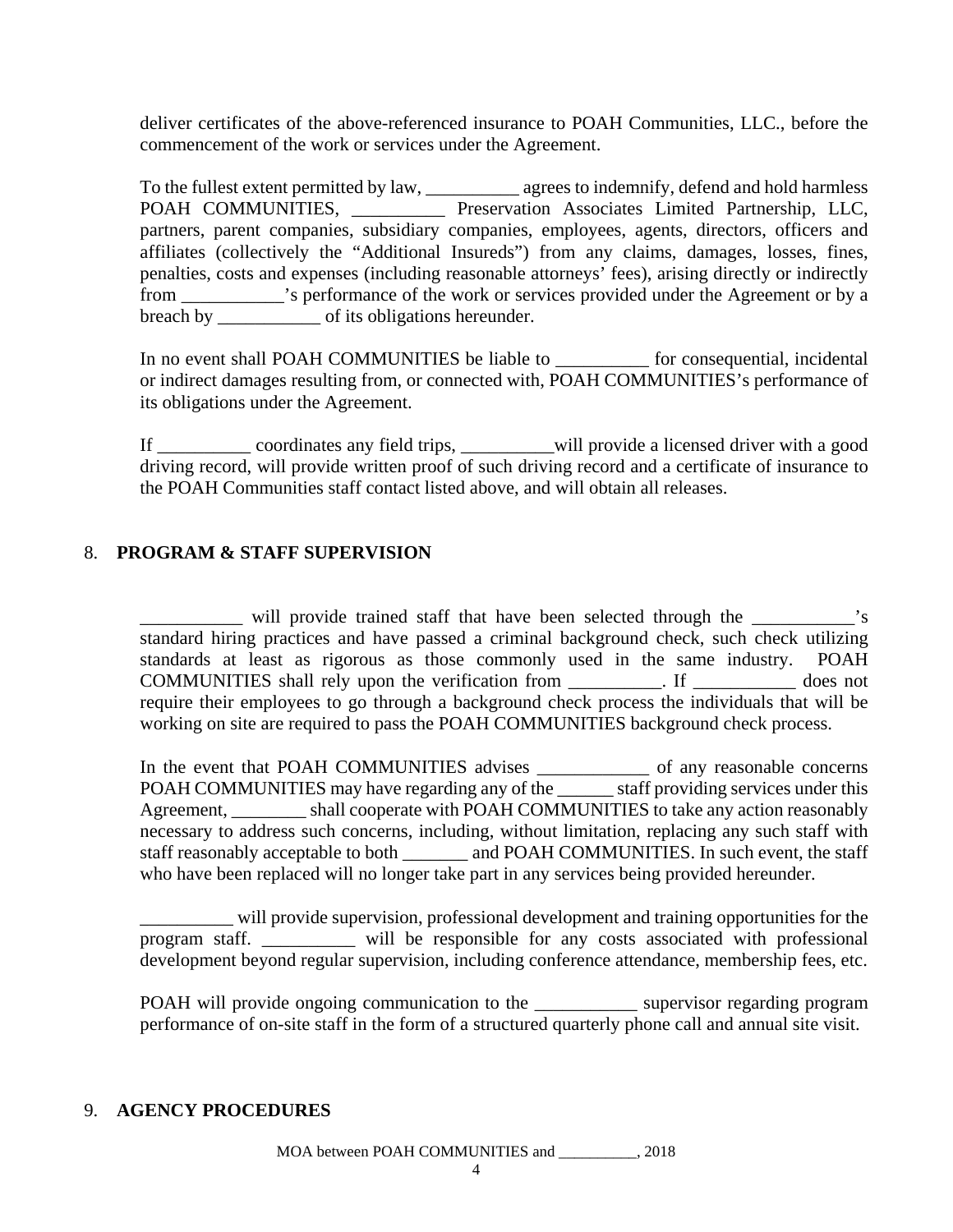deliver certificates of the above-referenced insurance to POAH Communities, LLC., before the commencement of the work or services under the Agreement.

To the fullest extent permitted by law, __________ agrees to indemnify, defend and hold harmless POAH COMMUNITIES, __________ Preservation Associates Limited Partnership, LLC, partners, parent companies, subsidiary companies, employees, agents, directors, officers and affiliates (collectively the "Additional Insureds") from any claims, damages, losses, fines, penalties, costs and expenses (including reasonable attorneys' fees), arising directly or indirectly from ___________'s performance of the work or services provided under the Agreement or by a breach by ___________ of its obligations hereunder.

In no event shall POAH COMMUNITIES be liable to __________ for consequential, incidental or indirect damages resulting from, or connected with, POAH COMMUNITIES's performance of its obligations under the Agreement.

If __________ coordinates any field trips, __________will provide a licensed driver with a good driving record, will provide written proof of such driving record and a certificate of insurance to the POAH Communities staff contact listed above, and will obtain all releases.

## 8. **PROGRAM & STAFF SUPERVISION**

___________ will provide trained staff that have been selected through the ___________'s standard hiring practices and have passed a criminal background check, such check utilizing standards at least as rigorous as those commonly used in the same industry. POAH COMMUNITIES shall rely upon the verification from __________. If ___________ does not require their employees to go through a background check process the individuals that will be working on site are required to pass the POAH COMMUNITIES background check process.

In the event that POAH COMMUNITIES advises ____________ of any reasonable concerns POAH COMMUNITIES may have regarding any of the ______ staff providing services under this Agreement, ________ shall cooperate with POAH COMMUNITIES to take any action reasonably necessary to address such concerns, including, without limitation, replacing any such staff with staff reasonably acceptable to both _______ and POAH COMMUNITIES. In such event, the staff who have been replaced will no longer take part in any services being provided hereunder.

__________ will provide supervision, professional development and training opportunities for the program staff. __________ will be responsible for any costs associated with professional development beyond regular supervision, including conference attendance, membership fees, etc.

POAH will provide ongoing communication to the ___________ supervisor regarding program performance of on-site staff in the form of a structured quarterly phone call and annual site visit.

## 9. **AGENCY PROCEDURES**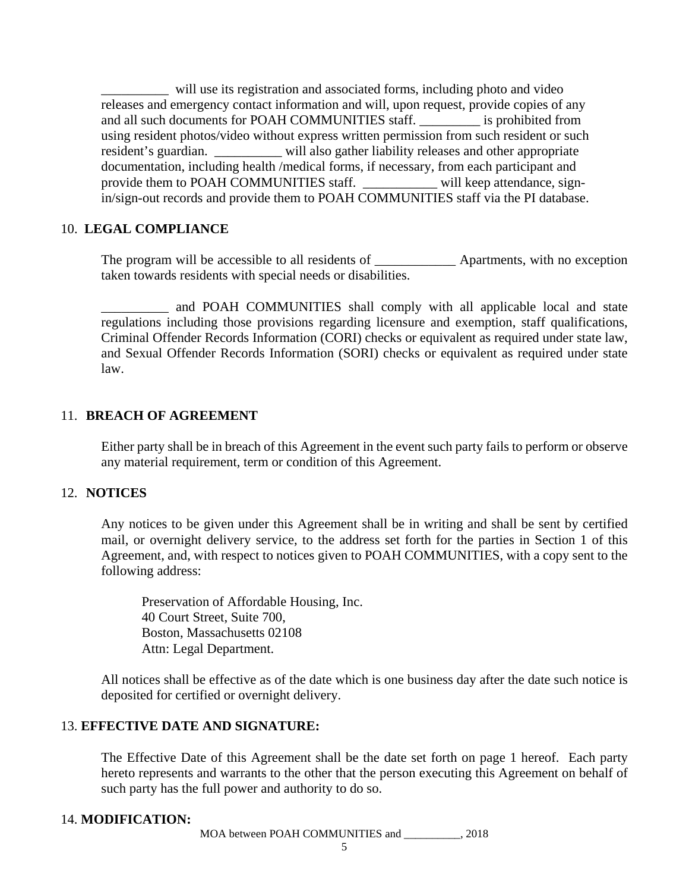__________ will use its registration and associated forms, including photo and video releases and emergency contact information and will, upon request, provide copies of any and all such documents for POAH COMMUNITIES staff. _________ is prohibited from using resident photos/video without express written permission from such resident or such resident's guardian. __________ will also gather liability releases and other appropriate documentation, including health /medical forms, if necessary, from each participant and provide them to POAH COMMUNITIES staff. ___________ will keep attendance, sign-in/sign-out records and provide them to POAH COMMUNITIES staff via the PI database.

10. **LEGAL COMPLIANCE**

The program will be accessible to all residents of ____________ Apartments, with no exception taken towards residents with special needs or disabilities.

__________ and POAH COMMUNITIES shall comply with all applicable local and state regulations including those provisions regarding licensure and exemption, staff qualifications, Criminal Offender Records Information (CORI) checks or equivalent as required under state law, and Sexual Offender Records Information (SORI) checks or equivalent as required under state law.

11. **BREACH OF AGREEMENT**

Either party shall be in breach of this Agreement in the event such party fails to perform or observe any material requirement, term or condition of this Agreement.

12. **NOTICES**

Any notices to be given under this Agreement shall be in writing and shall be sent by certified mail, or overnight delivery service, to the address set forth for the parties in Section 1 of this Agreement, and, with respect to notices given to POAH COMMUNITIES, with a copy sent to the following address:

Preservation of Affordable Housing, Inc.
40 Court Street, Suite 700,
Boston, Massachusetts 02108
Attn: Legal Department.

All notices shall be effective as of the date which is one business day after the date such notice is deposited for certified or overnight delivery.

13. **EFFECTIVE DATE AND SIGNATURE:**

The Effective Date of this Agreement shall be the date set forth on page 1 hereof. Each party hereto represents and warrants to the other that the person executing this Agreement on behalf of such party has the full power and authority to do so.

14. **MODIFICATION:**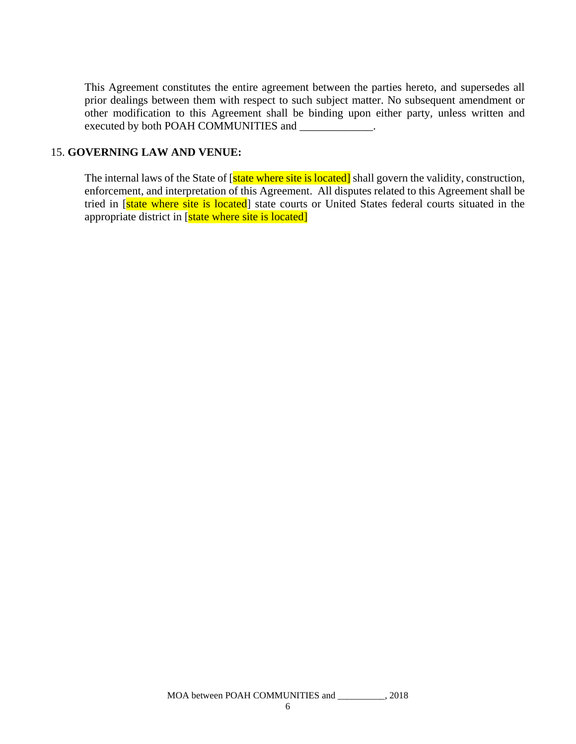This Agreement constitutes the entire agreement between the parties hereto, and supersedes all prior dealings between them with respect to such subject matter. No subsequent amendment or other modification to this Agreement shall be binding upon either party, unless written and executed by both POAH COMMUNITIES and _____________.

15. **GOVERNING LAW AND VENUE:**

The internal laws of the State of [state where site is located] shall govern the validity, construction, enforcement, and interpretation of this Agreement. All disputes related to this Agreement shall be tried in [state where site is located] state courts or United States federal courts situated in the appropriate district in [state where site is located]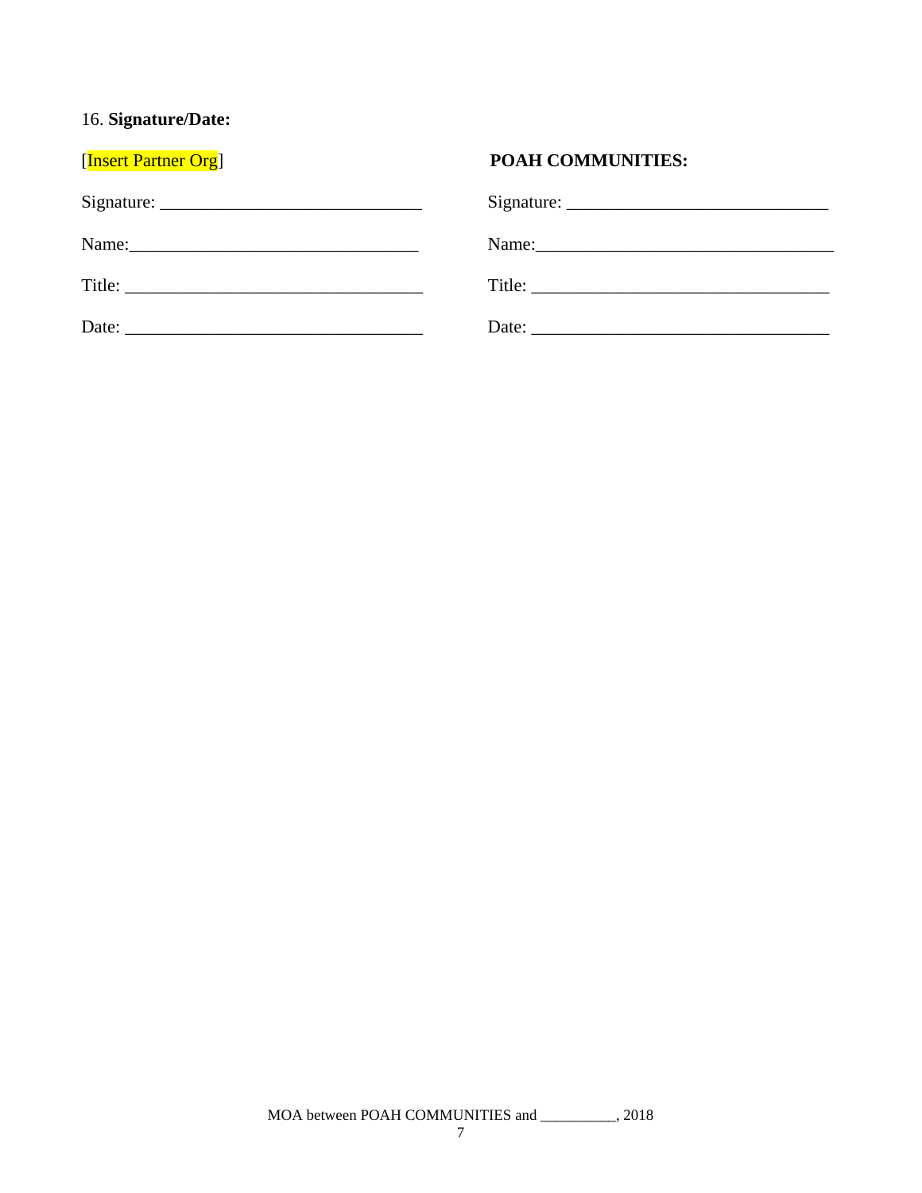16. **Signature/Date:**

[Insert Partner Org]

Signature: _____________________________

Name:_________________________________

Title: _________________________________

Date: _________________________________

**POAH COMMUNITIES:**

Signature: _____________________________

Name:_________________________________

Title: _________________________________

Date: _________________________________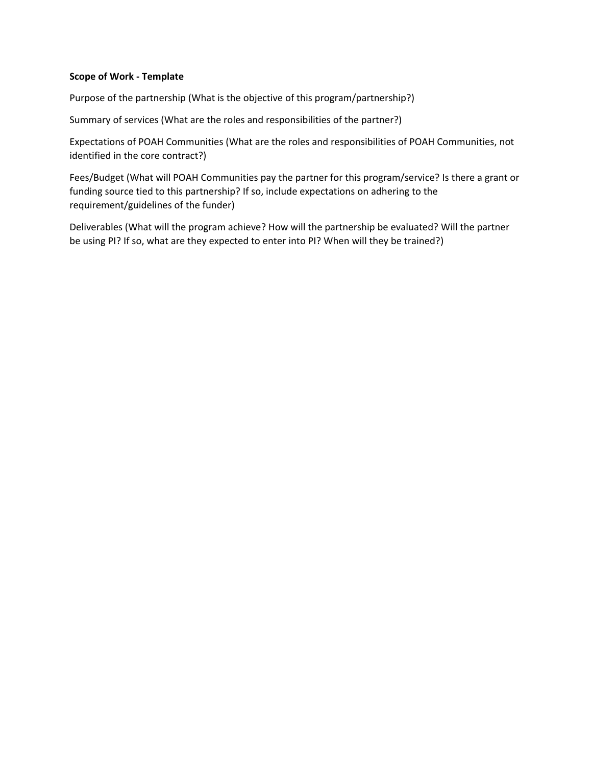**Scope of Work - Template**

Purpose of the partnership (What is the objective of this program/partnership?)

Summary of services (What are the roles and responsibilities of the partner?)

Expectations of POAH Communities (What are the roles and responsibilities of POAH Communities, not identified in the core contract?)

Fees/Budget (What will POAH Communities pay the partner for this program/service? Is there a grant or funding source tied to this partnership? If so, include expectations on adhering to the requirement/guidelines of the funder)

Deliverables (What will the program achieve? How will the partnership be evaluated? Will the partner be using PI? If so, what are they expected to enter into PI? When will they be trained?)